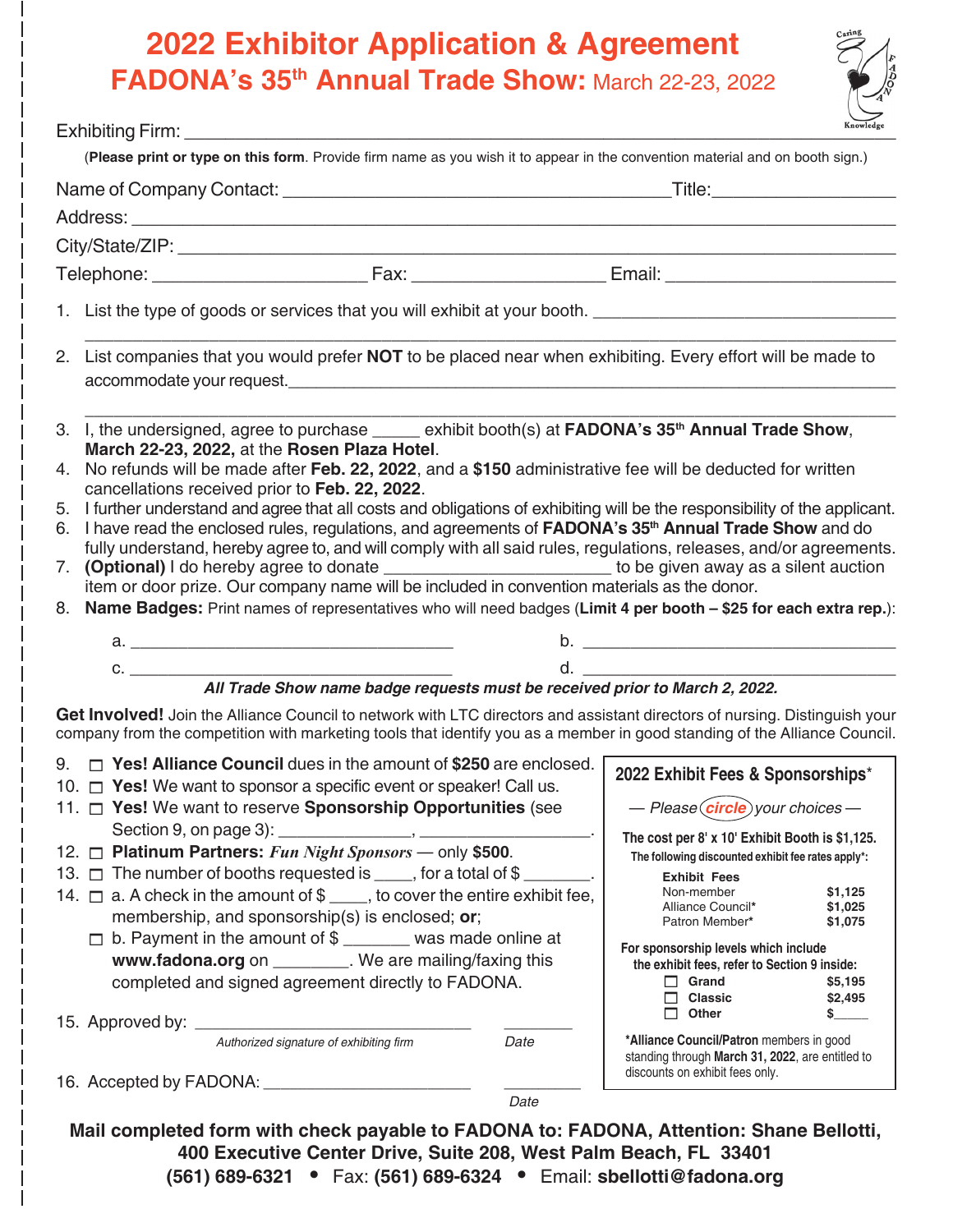# 2022 Exhibitor Application & Agreement

## FADONA's 35th Annual Trade Show: March 22-23, 2022

Exhibiting Firm: ______________________________________________

(**Please print or type on this form**. Provide firm name as you wish it to appear in the convention material and on booth sign.)

Name of Company Contact: ______________________________ Title: ________________

Address: ______________________________________________

City/State/ZIP: ______________________________________________

Telephone: ____________________ Fax: ____________________ Email: ____________________

1. List the type of goods or services that you will exhibit at your booth. ______________________________
2. List companies that you would prefer **NOT** to be placed near when exhibiting. Every effort will be made to accommodate your request. ______________________________
3. I, the undersigned, agree to purchase _____ exhibit booth(s) at **FADONA's 35th Annual Trade Show**, **March 22-23, 2022,** at the **Rosen Plaza Hotel**.
4. No refunds will be made after **Feb. 22, 2022**, and a **$150** administrative fee will be deducted for written cancellations received prior to **Feb. 22, 2022**.
5. I further understand and agree that all costs and obligations of exhibiting will be the responsibility of the applicant.
6. I have read the enclosed rules, regulations, and agreements of **FADONA's 35th Annual Trade Show** and do fully understand, hereby agree to, and will comply with all said rules, regulations, releases, and/or agreements.
7. **(Optional)** I do hereby agree to donate ______________________ to be given away as a silent auction item or door prize. Our company name will be included in convention materials as the donor.
8. **Name Badges:** Print names of representatives who will need badges (**Limit 4 per booth – $25 for each extra rep.**):

   a. ______________________ b. ______________________

   c. ______________________ d. ______________________

   ***All Trade Show name badge requests must be received prior to March 2, 2022.***

**Get Involved!** Join the Alliance Council to network with LTC directors and assistant directors of nursing. Distinguish your company from the competition with marketing tools that identify you as a member in good standing of the Alliance Council.

9. ☐ **Yes! Alliance Council** dues in the amount of **$250** are enclosed.
10. ☐ **Yes!** We want to sponsor a specific event or speaker! Call us.
11. ☐ **Yes!** We want to reserve **Sponsorship Opportunities** (see Section 9, on page 3): ______________, ______________.
12. ☐ **Platinum Partners:** ***Fun Night Sponsors*** — only **$500**.
13. ☐ The number of booths requested is ____, for a total of $ _______.
14. ☐ a. A check in the amount of $ ____, to cover the entire exhibit fee, membership, and sponsorship(s) is enclosed; **or**;

    ☐ b. Payment in the amount of $ _______ was made online at **www.fadona.org** on ________. We are mailing/faxing this completed and signed agreement directly to FADONA.

15. Approved by: ______________________________ ________

    *Authorized signature of exhibiting firm* *Date*

16. Accepted by FADONA: ______________________ ________

    *Date*

### 2022 Exhibit Fees & Sponsorships*

*— Please **circle** your choices —*

**The cost per 8' x 10' Exhibit Booth is $1,125.**

**The following discounted exhibit fee rates apply*:**

| Exhibit Fees | |
|---|---|
| Non-member | $1,125 |
| Alliance Council* | $1,025 |
| Patron Member* | $1,075 |

**For sponsorship levels which include the exhibit fees, refer to Section 9 inside:**

| | |
|---|---|
| ☐ Grand | $5,195 |
| ☐ Classic | $2,495 |
| ☐ Other | $_____ |

***Alliance Council/Patron** members in good standing through **March 31, 2022**, are entitled to discounts on exhibit fees only.

**Mail completed form with check payable to FADONA to: FADONA, Attention: Shane Bellotti, 400 Executive Center Drive, Suite 208, West Palm Beach, FL 33401**

**(561) 689-6321** • Fax: **(561) 689-6324** • Email: **sbellotti@fadona.org**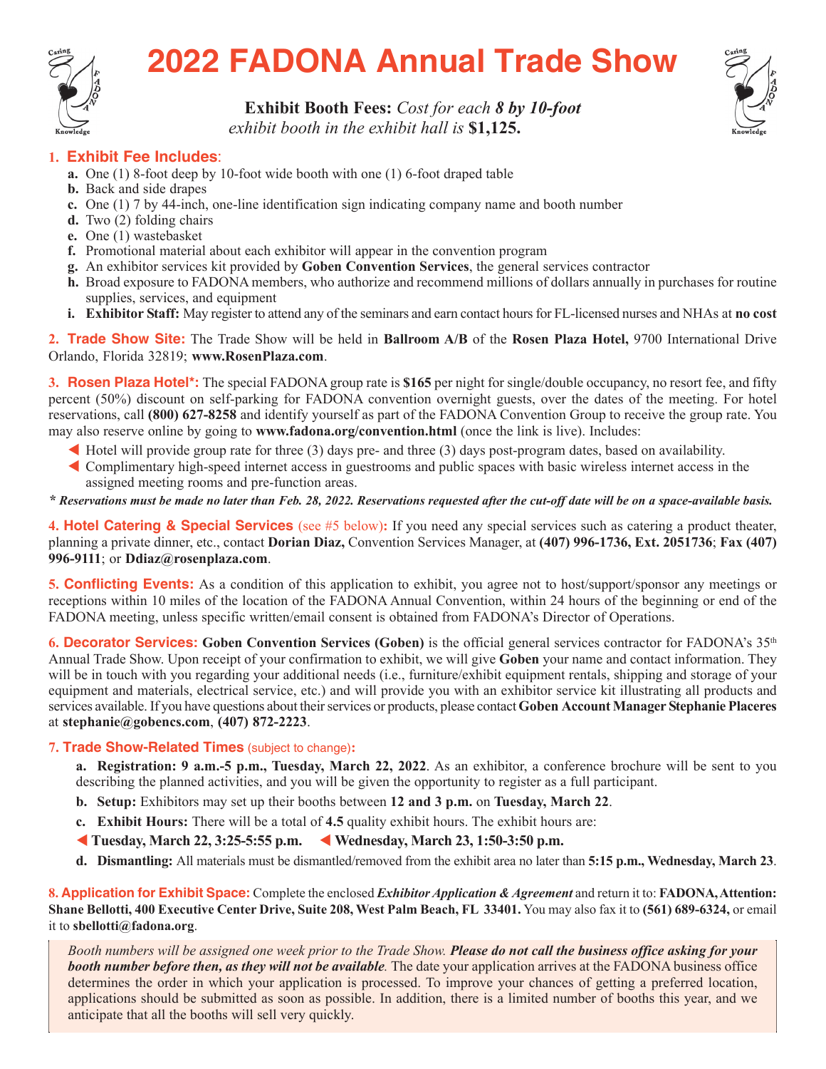# 2022 FADONA Annual Trade Show

**Exhibit Booth Fees:** *Cost for each* ***8 by 10-foot*** *exhibit booth in the exhibit hall is* **$1,125.**

**1. Exhibit Fee Includes:**

- **a.** One (1) 8-foot deep by 10-foot wide booth with one (1) 6-foot draped table
- **b.** Back and side drapes
- **c.** One (1) 7 by 44-inch, one-line identification sign indicating company name and booth number
- **d.** Two (2) folding chairs
- **e.** One (1) wastebasket
- **f.** Promotional material about each exhibitor will appear in the convention program
- **g.** An exhibitor services kit provided by **Goben Convention Services**, the general services contractor
- **h.** Broad exposure to FADONA members, who authorize and recommend millions of dollars annually in purchases for routine supplies, services, and equipment
- **i. Exhibitor Staff:** May register to attend any of the seminars and earn contact hours for FL-licensed nurses and NHAs at **no cost**

**2. Trade Show Site:** The Trade Show will be held in **Ballroom A/B** of the **Rosen Plaza Hotel,** 9700 International Drive Orlando, Florida 32819; **www.RosenPlaza.com**.

**3. Rosen Plaza Hotel*:** The special FADONA group rate is **$165** per night for single/double occupancy, no resort fee, and fifty percent (50%) discount on self-parking for FADONA convention overnight guests, over the dates of the meeting. For hotel reservations, call **(800) 627-8258** and identify yourself as part of the FADONA Convention Group to receive the group rate. You may also reserve online by going to **www.fadona.org/convention.html** (once the link is live). Includes:

- Hotel will provide group rate for three (3) days pre- and three (3) days post-program dates, based on availability.
- Complimentary high-speed internet access in guestrooms and public spaces with basic wireless internet access in the assigned meeting rooms and pre-function areas.

***\* Reservations must be made no later than Feb. 28, 2022. Reservations requested after the cut-off date will be on a space-available basis.***

**4. Hotel Catering & Special Services** (see #5 below)**:** If you need any special services such as catering a product theater, planning a private dinner, etc., contact **Dorian Diaz,** Convention Services Manager, at **(407) 996-1736, Ext. 2051736**; **Fax (407) 996-9111**; or **Ddiaz@rosenplaza.com**.

**5. Conflicting Events:** As a condition of this application to exhibit, you agree not to host/support/sponsor any meetings or receptions within 10 miles of the location of the FADONA Annual Convention, within 24 hours of the beginning or end of the FADONA meeting, unless specific written/email consent is obtained from FADONA's Director of Operations.

**6. Decorator Services: Goben Convention Services (Goben)** is the official general services contractor for FADONA's 35th Annual Trade Show. Upon receipt of your confirmation to exhibit, we will give **Goben** your name and contact information. They will be in touch with you regarding your additional needs (i.e., furniture/exhibit equipment rentals, shipping and storage of your equipment and materials, electrical service, etc.) and will provide you with an exhibitor service kit illustrating all products and services available. If you have questions about their services or products, please contact **Goben Account Manager Stephanie Placeres** at **stephanie@gobencs.com**, **(407) 872-2223**.

**7. Trade Show-Related Times** (subject to change)**:**

- **a. Registration: 9 a.m.-5 p.m., Tuesday, March 22, 2022**. As an exhibitor, a conference brochure will be sent to you describing the planned activities, and you will be given the opportunity to register as a full participant.
- **b. Setup:** Exhibitors may set up their booths between **12 and 3 p.m.** on **Tuesday, March 22**.
- **c. Exhibit Hours:** There will be a total of **4.5** quality exhibit hours. The exhibit hours are:
  - **Tuesday, March 22, 3:25-5:55 p.m.**
  - **Wednesday, March 23, 1:50-3:50 p.m.**
- **d. Dismantling:** All materials must be dismantled/removed from the exhibit area no later than **5:15 p.m., Wednesday, March 23**.

**8. Application for Exhibit Space:** Complete the enclosed ***Exhibitor Application & Agreement*** and return it to: **FADONA, Attention: Shane Bellotti, 400 Executive Center Drive, Suite 208, West Palm Beach, FL 33401.** You may also fax it to **(561) 689-6324,** or email it to **sbellotti@fadona.org**.

*Booth numbers will be assigned one week prior to the Trade Show.* ***Please do not call the business office asking for your booth number before then, as they will not be available.*** The date your application arrives at the FADONA business office determines the order in which your application is processed. To improve your chances of getting a preferred location, applications should be submitted as soon as possible. In addition, there is a limited number of booths this year, and we anticipate that all the booths will sell very quickly.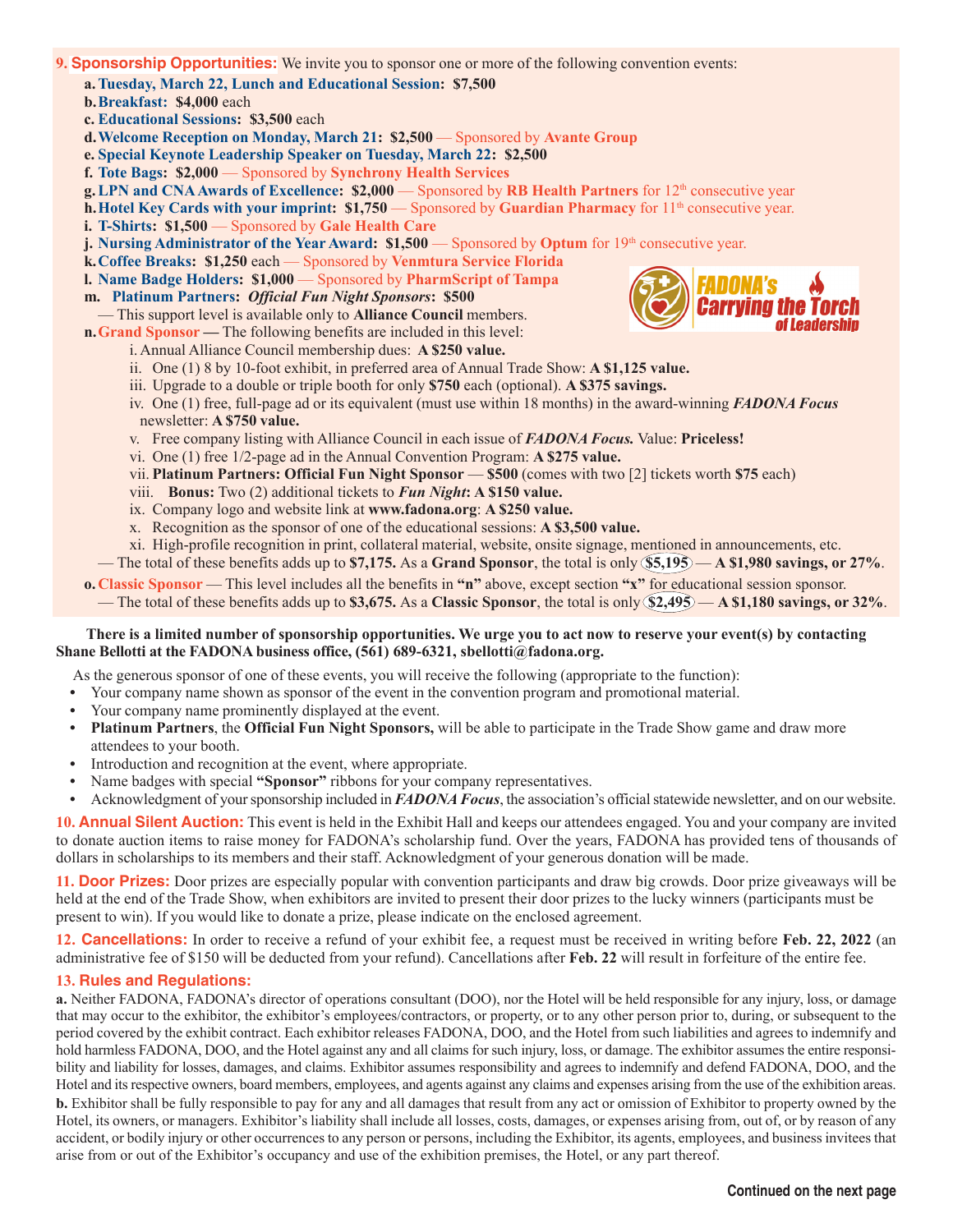**9. Sponsorship Opportunities:** We invite you to sponsor one or more of the following convention events:

**a. Tuesday, March 22, Lunch and Educational Session: $7,500**

**b. Breakfast: $4,000** each

**c. Educational Sessions: $3,500** each

**d. Welcome Reception on Monday, March 21: $2,500** — Sponsored by **Avante Group**

**e. Special Keynote Leadership Speaker on Tuesday, March 22: $2,500**

**f. Tote Bags: $2,000** — Sponsored by **Synchrony Health Services**

**g. LPN and CNA Awards of Excellence: $2,000** — Sponsored by **RB Health Partners** for 12th consecutive year

**h. Hotel Key Cards with your imprint: $1,750** — Sponsored by **Guardian Pharmacy** for 11th consecutive year.

**i. T-Shirts: $1,500** — Sponsored by **Gale Health Care**

**j. Nursing Administrator of the Year Award: $1,500** — Sponsored by **Optum** for 19th consecutive year.

**k. Coffee Breaks: $1,250** each — Sponsored by **Venmtura Service Florida**

**l. Name Badge Holders: $1,000** — Sponsored by **PharmScript of Tampa**

**m. Platinum Partners:** ***Official Fun Night Sponsors*****: $500**
— This support level is available only to **Alliance Council** members.

FADONA's Carrying the Torch of Leadership

**n. Grand Sponsor** — The following benefits are included in this level:

i. Annual Alliance Council membership dues: **A $250 value.**

ii. One (1) 8 by 10-foot exhibit, in preferred area of Annual Trade Show: **A $1,125 value.**

iii. Upgrade to a double or triple booth for only **$750** each (optional). **A $375 savings.**

iv. One (1) free, full-page ad or its equivalent (must use within 18 months) in the award-winning ***FADONA Focus*** newsletter: **A $750 value.**

v. Free company listing with Alliance Council in each issue of ***FADONA Focus.*** Value: **Priceless!**

vi. One (1) free 1/2-page ad in the Annual Convention Program: **A $275 value.**

vii. **Platinum Partners: Official Fun Night Sponsor** — **$500** (comes with two [2] tickets worth **$75** each)

viii. **Bonus:** Two (2) additional tickets to ***Fun Night*****: A $150 value.**

ix. Company logo and website link at **www.fadona.org**: **A $250 value.**

x. Recognition as the sponsor of one of the educational sessions: **A $3,500 value.**

xi. High-profile recognition in print, collateral material, website, onsite signage, mentioned in announcements, etc.

— The total of these benefits adds up to **$7,175.** As a **Grand Sponsor**, the total is only **$5,195** — **A $1,980 savings, or 27%**.

**o. Classic Sponsor** — This level includes all the benefits in **"n"** above, except section **"x"** for educational session sponsor.
— The total of these benefits adds up to **$3,675.** As a **Classic Sponsor**, the total is only **$2,495** — **A $1,180 savings, or 32%**.

**There is a limited number of sponsorship opportunities. We urge you to act now to reserve your event(s) by contacting Shane Bellotti at the FADONA business office, (561) 689-6321, sbellotti@fadona.org.**

As the generous sponsor of one of these events, you will receive the following (appropriate to the function):

- Your company name shown as sponsor of the event in the convention program and promotional material.
- Your company name prominently displayed at the event.
- **Platinum Partners**, the **Official Fun Night Sponsors,** will be able to participate in the Trade Show game and draw more attendees to your booth.
- Introduction and recognition at the event, where appropriate.
- Name badges with special **"Sponsor"** ribbons for your company representatives.
- Acknowledgment of your sponsorship included in ***FADONA Focus***, the association's official statewide newsletter, and on our website.

**10. Annual Silent Auction:** This event is held in the Exhibit Hall and keeps our attendees engaged. You and your company are invited to donate auction items to raise money for FADONA's scholarship fund. Over the years, FADONA has provided tens of thousands of dollars in scholarships to its members and their staff. Acknowledgment of your generous donation will be made.

**11. Door Prizes:** Door prizes are especially popular with convention participants and draw big crowds. Door prize giveaways will be held at the end of the Trade Show, when exhibitors are invited to present their door prizes to the lucky winners (participants must be present to win). If you would like to donate a prize, please indicate on the enclosed agreement.

**12. Cancellations:** In order to receive a refund of your exhibit fee, a request must be received in writing before **Feb. 22, 2022** (an administrative fee of $150 will be deducted from your refund). Cancellations after **Feb. 22** will result in forfeiture of the entire fee.

**13. Rules and Regulations:**

**a.** Neither FADONA, FADONA's director of operations consultant (DOO), nor the Hotel will be held responsible for any injury, loss, or damage that may occur to the exhibitor, the exhibitor's employees/contractors, or property, or to any other person prior to, during, or subsequent to the period covered by the exhibit contract. Each exhibitor releases FADONA, DOO, and the Hotel from such liabilities and agrees to indemnify and hold harmless FADONA, DOO, and the Hotel against any and all claims for such injury, loss, or damage. The exhibitor assumes the entire responsibility and liability for losses, damages, and claims. Exhibitor assumes responsibility and agrees to indemnify and defend FADONA, DOO, and the Hotel and its respective owners, board members, employees, and agents against any claims and expenses arising from the use of the exhibition areas.

**b.** Exhibitor shall be fully responsible to pay for any and all damages that result from any act or omission of Exhibitor to property owned by the Hotel, its owners, or managers. Exhibitor's liability shall include all losses, costs, damages, or expenses arising from, out of, or by reason of any accident, or bodily injury or other occurrences to any person or persons, including the Exhibitor, its agents, employees, and business invitees that arise from or out of the Exhibitor's occupancy and use of the exhibition premises, the Hotel, or any part thereof.

**Continued on the next page**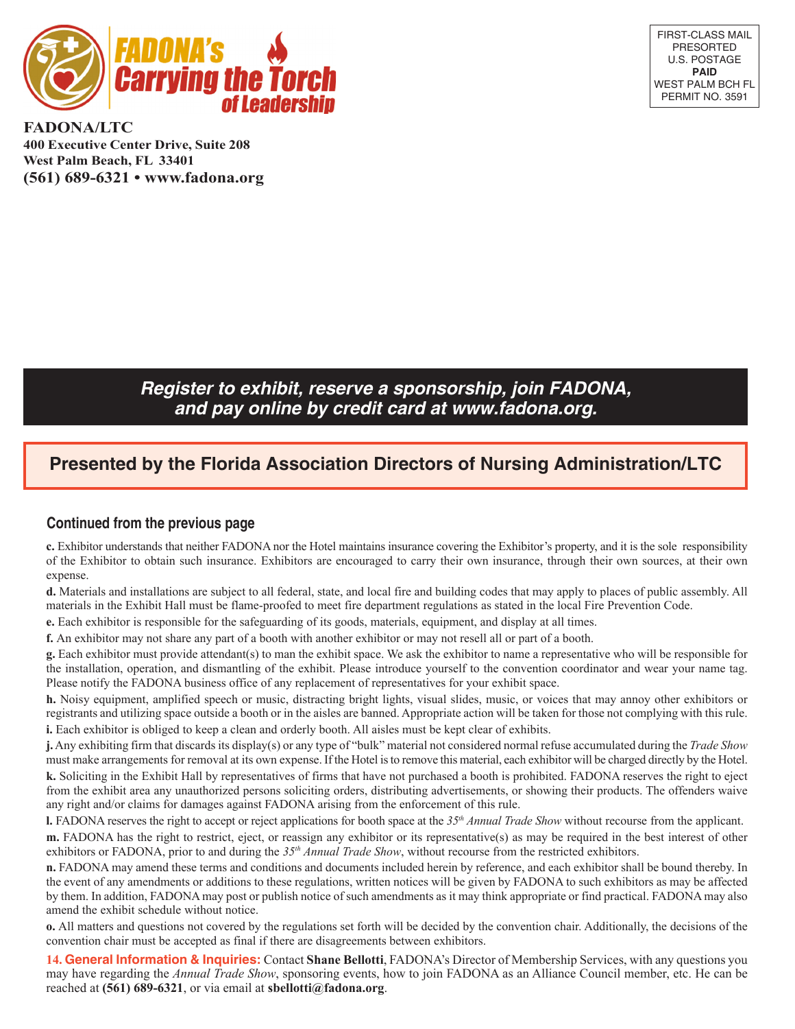FADONA's Carrying the Torch of Leadership

FIRST-CLASS MAIL
PRESORTED
U.S. POSTAGE
**PAID**
WEST PALM BCH FL
PERMIT NO. 3591

**FADONA/LTC**
**400 Executive Center Drive, Suite 208**
**West Palm Beach, FL 33401**
**(561) 689-6321 • www.fadona.org**

***Register to exhibit, reserve a sponsorship, join FADONA, and pay online by credit card at www.fadona.org.***

## Presented by the Florida Association Directors of Nursing Administration/LTC

### Continued from the previous page

**c.** Exhibitor understands that neither FADONA nor the Hotel maintains insurance covering the Exhibitor's property, and it is the sole responsibility of the Exhibitor to obtain such insurance. Exhibitors are encouraged to carry their own insurance, through their own sources, at their own expense.

**d.** Materials and installations are subject to all federal, state, and local fire and building codes that may apply to places of public assembly. All materials in the Exhibit Hall must be flame-proofed to meet fire department regulations as stated in the local Fire Prevention Code.

**e.** Each exhibitor is responsible for the safeguarding of its goods, materials, equipment, and display at all times.

**f.** An exhibitor may not share any part of a booth with another exhibitor or may not resell all or part of a booth.

**g.** Each exhibitor must provide attendant(s) to man the exhibit space. We ask the exhibitor to name a representative who will be responsible for the installation, operation, and dismantling of the exhibit. Please introduce yourself to the convention coordinator and wear your name tag. Please notify the FADONA business office of any replacement of representatives for your exhibit space.

**h.** Noisy equipment, amplified speech or music, distracting bright lights, visual slides, music, or voices that may annoy other exhibitors or registrants and utilizing space outside a booth or in the aisles are banned. Appropriate action will be taken for those not complying with this rule.

**i.** Each exhibitor is obliged to keep a clean and orderly booth. All aisles must be kept clear of exhibits.

**j.** Any exhibiting firm that discards its display(s) or any type of "bulk" material not considered normal refuse accumulated during the *Trade Show* must make arrangements for removal at its own expense. If the Hotel is to remove this material, each exhibitor will be charged directly by the Hotel.

**k.** Soliciting in the Exhibit Hall by representatives of firms that have not purchased a booth is prohibited. FADONA reserves the right to eject from the exhibit area any unauthorized persons soliciting orders, distributing advertisements, or showing their products. The offenders waive any right and/or claims for damages against FADONA arising from the enforcement of this rule.

**l.** FADONA reserves the right to accept or reject applications for booth space at the *35th Annual Trade Show* without recourse from the applicant.

**m.** FADONA has the right to restrict, eject, or reassign any exhibitor or its representative(s) as may be required in the best interest of other exhibitors or FADONA, prior to and during the *35th Annual Trade Show*, without recourse from the restricted exhibitors.

**n.** FADONA may amend these terms and conditions and documents included herein by reference, and each exhibitor shall be bound thereby. In the event of any amendments or additions to these regulations, written notices will be given by FADONA to such exhibitors as may be affected by them. In addition, FADONA may post or publish notice of such amendments as it may think appropriate or find practical. FADONA may also amend the exhibit schedule without notice.

**o.** All matters and questions not covered by the regulations set forth will be decided by the convention chair. Additionally, the decisions of the convention chair must be accepted as final if there are disagreements between exhibitors.

**14. General Information & Inquiries:** Contact **Shane Bellotti**, FADONA's Director of Membership Services, with any questions you may have regarding the *Annual Trade Show*, sponsoring events, how to join FADONA as an Alliance Council member, etc. He can be reached at **(561) 689-6321**, or via email at **sbellotti@fadona.org**.